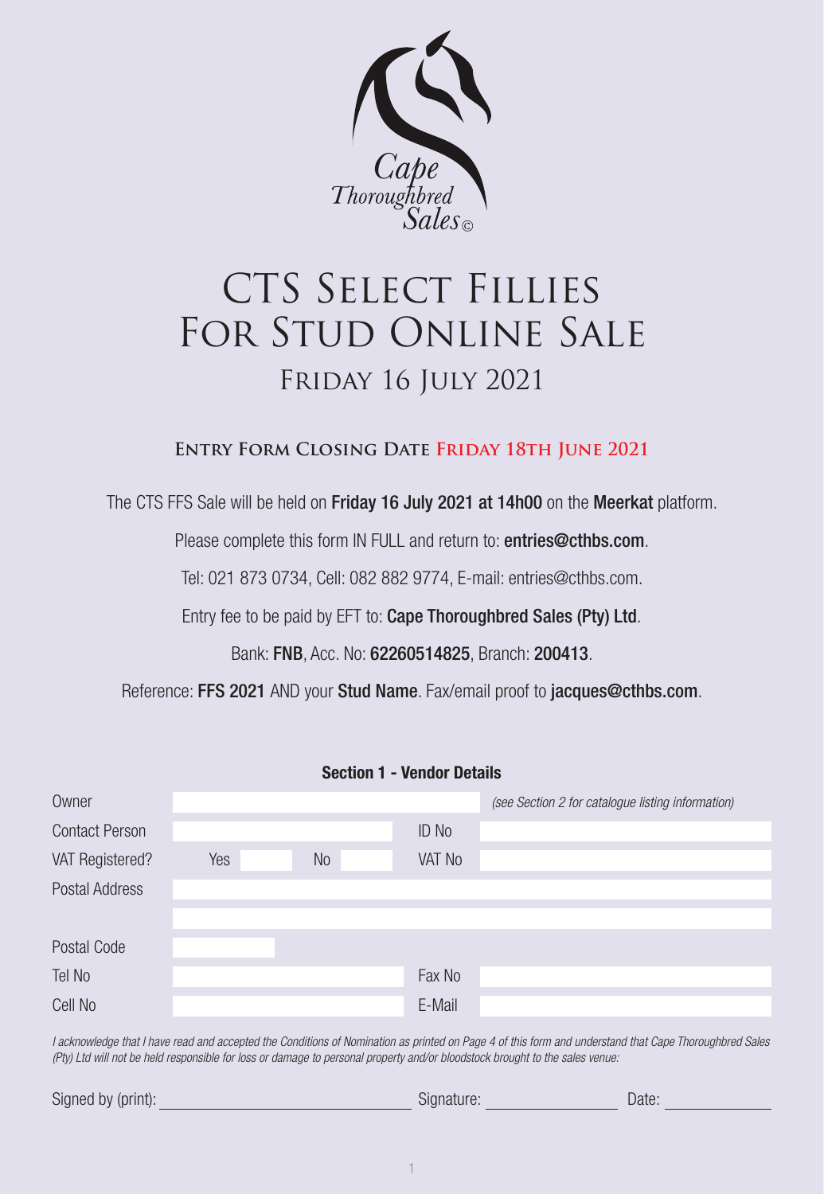Cape Thoroughbred Sales©

# CTS Select Fillies For Stud Online Sale

## Friday 16 July 2021

### Entry Form Closing Date **Friday 18th June 2021**

The CTS FFS Sale will be held on **Friday 16 July 2021 at 14h00** on the **Meerkat** platform.

Please complete this form IN FULL and return to: **entries@cthbs.com**.

Tel: 021 873 0734, Cell: 082 882 9774, E-mail: entries@cthbs.com.

Entry fee to be paid by EFT to: **Cape Thoroughbred Sales (Pty) Ltd**.

Bank: **FNB**, Acc. No: **62260514825**, Branch: **200413**.

Reference: **FFS 2021** AND your **Stud Name**. Fax/email proof to **jacques@cthbs.com**.

**Section 1 - Vendor Details**

| | | | | |
|---|---|---|---|---|
| Owner | | | | *(see Section 2 for catalogue listing information)* |
| Contact Person | | | ID No | |
| VAT Registered? | Yes | No | VAT No | |
| Postal Address | | | | |
| | | | | |
| Postal Code | | | | |
| Tel No | | | Fax No | |
| Cell No | | | E-Mail | |

*I acknowledge that I have read and accepted the Conditions of Nomination as printed on Page 4 of this form and understand that Cape Thoroughbred Sales (Pty) Ltd will not be held responsible for loss or damage to personal property and/or bloodstock brought to the sales venue:*

Signed by (print): ______________________ Signature: ______________ Date: ____________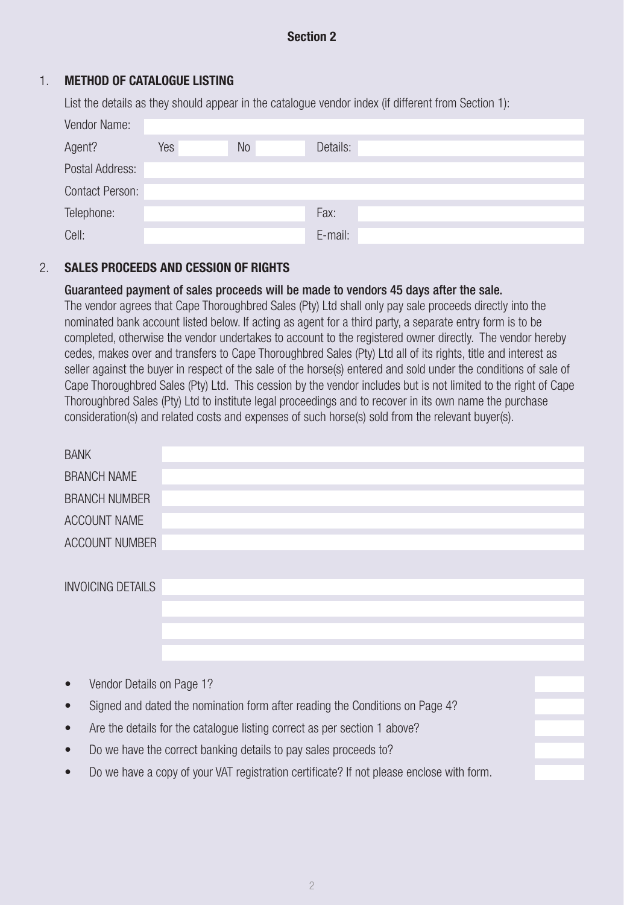## Section 2

### 1. METHOD OF CATALOGUE LISTING

List the details as they should appear in the catalogue vendor index (if different from Section 1):

| | | | |
|---|---|---|---|
| Vendor Name: | | | |
| Agent? | Yes ___ No ___ | Details: | |
| Postal Address: | | | |
| Contact Person: | | | |
| Telephone: | | Fax: | |
| Cell: | | E-mail: | |

### 2. SALES PROCEEDS AND CESSION OF RIGHTS

**Guaranteed payment of sales proceeds will be made to vendors 45 days after the sale.**

The vendor agrees that Cape Thoroughbred Sales (Pty) Ltd shall only pay sale proceeds directly into the nominated bank account listed below. If acting as agent for a third party, a separate entry form is to be completed, otherwise the vendor undertakes to account to the registered owner directly. The vendor hereby cedes, makes over and transfers to Cape Thoroughbred Sales (Pty) Ltd all of its rights, title and interest as seller against the buyer in respect of the sale of the horse(s) entered and sold under the conditions of sale of Cape Thoroughbred Sales (Pty) Ltd. This cession by the vendor includes but is not limited to the right of Cape Thoroughbred Sales (Pty) Ltd to institute legal proceedings and to recover in its own name the purchase consideration(s) and related costs and expenses of such horse(s) sold from the relevant buyer(s).

| | |
|---|---|
| BANK | |
| BRANCH NAME | |
| BRANCH NUMBER | |
| ACCOUNT NAME | |
| ACCOUNT NUMBER | |

| | |
|---|---|
| INVOICING DETAILS | |
| | |
| | |
| | |

- Vendor Details on Page 1? ☐
- Signed and dated the nomination form after reading the Conditions on Page 4? ☐
- Are the details for the catalogue listing correct as per section 1 above? ☐
- Do we have the correct banking details to pay sales proceeds to? ☐
- Do we have a copy of your VAT registration certificate? If not please enclose with form. ☐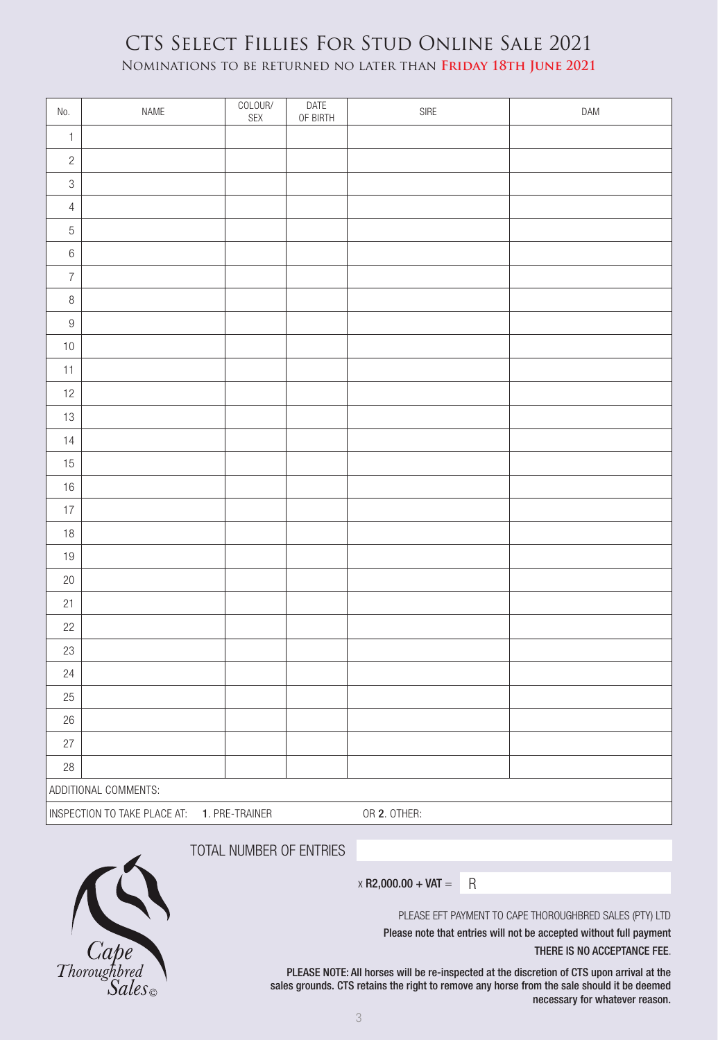# CTS Select Fillies For Stud Online Sale 2021

**Nominations to be returned no later than Friday 18th June 2021**

| No. | NAME | COLOUR/ SEX | DATE OF BIRTH | SIRE | DAM |
|---|---|---|---|---|---|
| 1 | | | | | |
| 2 | | | | | |
| 3 | | | | | |
| 4 | | | | | |
| 5 | | | | | |
| 6 | | | | | |
| 7 | | | | | |
| 8 | | | | | |
| 9 | | | | | |
| 10 | | | | | |
| 11 | | | | | |
| 12 | | | | | |
| 13 | | | | | |
| 14 | | | | | |
| 15 | | | | | |
| 16 | | | | | |
| 17 | | | | | |
| 18 | | | | | |
| 19 | | | | | |
| 20 | | | | | |
| 21 | | | | | |
| 22 | | | | | |
| 23 | | | | | |
| 24 | | | | | |
| 25 | | | | | |
| 26 | | | | | |
| 27 | | | | | |
| 28 | | | | | |

ADDITIONAL COMMENTS:

INSPECTION TO TAKE PLACE AT: **1**. PRE-TRAINER OR **2**. OTHER:

TOTAL NUMBER OF ENTRIES

x **R2,000.00 + VAT** = R

PLEASE EFT PAYMENT TO CAPE THOROUGHBRED SALES (PTY) LTD

**Please note that entries will not be accepted without full payment**

**THERE IS NO ACCEPTANCE FEE**.

**PLEASE NOTE: All horses will be re-inspected at the discretion of CTS upon arrival at the sales grounds. CTS retains the right to remove any horse from the sale should it be deemed necessary for whatever reason.**

Cape Thoroughbred Sales©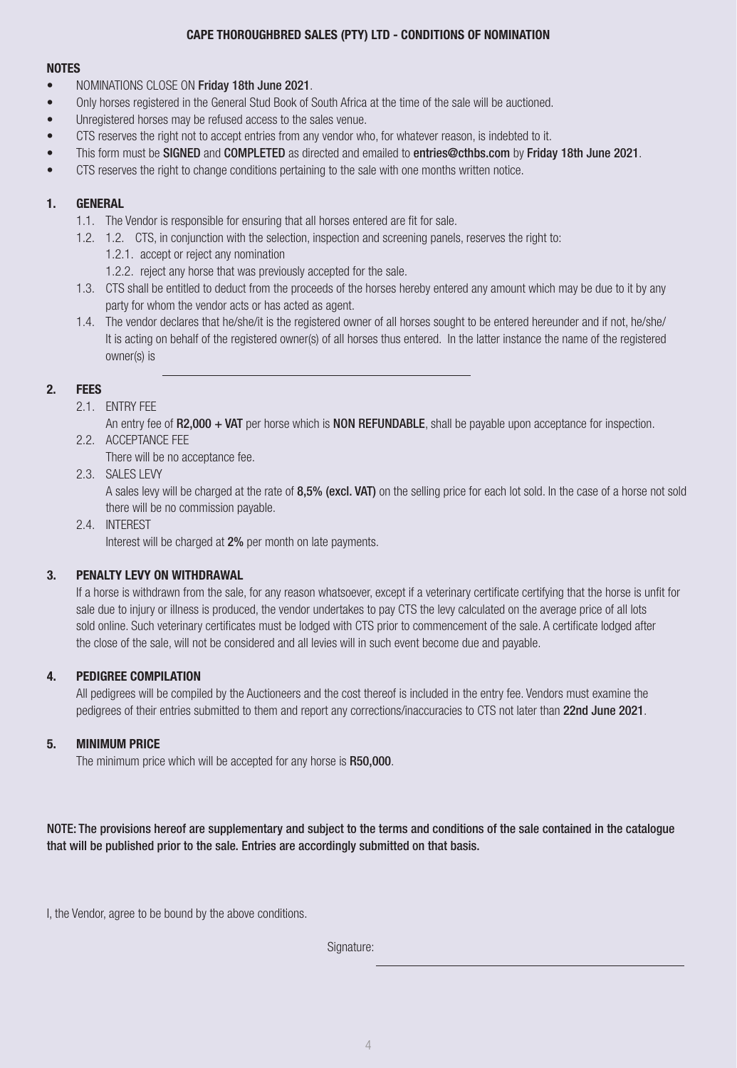# CAPE THOROUGHBRED SALES (PTY) LTD - CONDITIONS OF NOMINATION

**NOTES**

- NOMINATIONS CLOSE ON **Friday 18th June 2021**.
- Only horses registered in the General Stud Book of South Africa at the time of the sale will be auctioned.
- Unregistered horses may be refused access to the sales venue.
- CTS reserves the right not to accept entries from any vendor who, for whatever reason, is indebted to it.
- This form must be **SIGNED** and **COMPLETED** as directed and emailed to **entries@cthbs.com** by **Friday 18th June 2021**.
- CTS reserves the right to change conditions pertaining to the sale with one months written notice.

## 1. GENERAL

1.1. The Vendor is responsible for ensuring that all horses entered are fit for sale.

1.2. 1.2. CTS, in conjunction with the selection, inspection and screening panels, reserves the right to:

  1.2.1. accept or reject any nomination

  1.2.2. reject any horse that was previously accepted for the sale.

1.3. CTS shall be entitled to deduct from the proceeds of the horses hereby entered any amount which may be due to it by any party for whom the vendor acts or has acted as agent.

1.4. The vendor declares that he/she/it is the registered owner of all horses sought to be entered hereunder and if not, he/she/ It is acting on behalf of the registered owner(s) of all horses thus entered. In the latter instance the name of the registered owner(s) is

______________________________________

## 2. FEES

2.1. ENTRY FEE

An entry fee of **R2,000 + VAT** per horse which is **NON REFUNDABLE**, shall be payable upon acceptance for inspection.

2.2. ACCEPTANCE FEE

There will be no acceptance fee.

2.3. SALES LEVY

A sales levy will be charged at the rate of **8,5% (excl. VAT)** on the selling price for each lot sold. In the case of a horse not sold there will be no commission payable.

2.4. INTEREST

Interest will be charged at **2%** per month on late payments.

## 3. PENALTY LEVY ON WITHDRAWAL

If a horse is withdrawn from the sale, for any reason whatsoever, except if a veterinary certificate certifying that the horse is unfit for sale due to injury or illness is produced, the vendor undertakes to pay CTS the levy calculated on the average price of all lots sold online. Such veterinary certificates must be lodged with CTS prior to commencement of the sale. A certificate lodged after the close of the sale, will not be considered and all levies will in such event become due and payable.

## 4. PEDIGREE COMPILATION

All pedigrees will be compiled by the Auctioneers and the cost thereof is included in the entry fee. Vendors must examine the pedigrees of their entries submitted to them and report any corrections/inaccuracies to CTS not later than **22nd June 2021**.

## 5. MINIMUM PRICE

The minimum price which will be accepted for any horse is **R50,000**.

**NOTE: The provisions hereof are supplementary and subject to the terms and conditions of the sale contained in the catalogue that will be published prior to the sale. Entries are accordingly submitted on that basis.**

I, the Vendor, agree to be bound by the above conditions.

Signature: ______________________________________